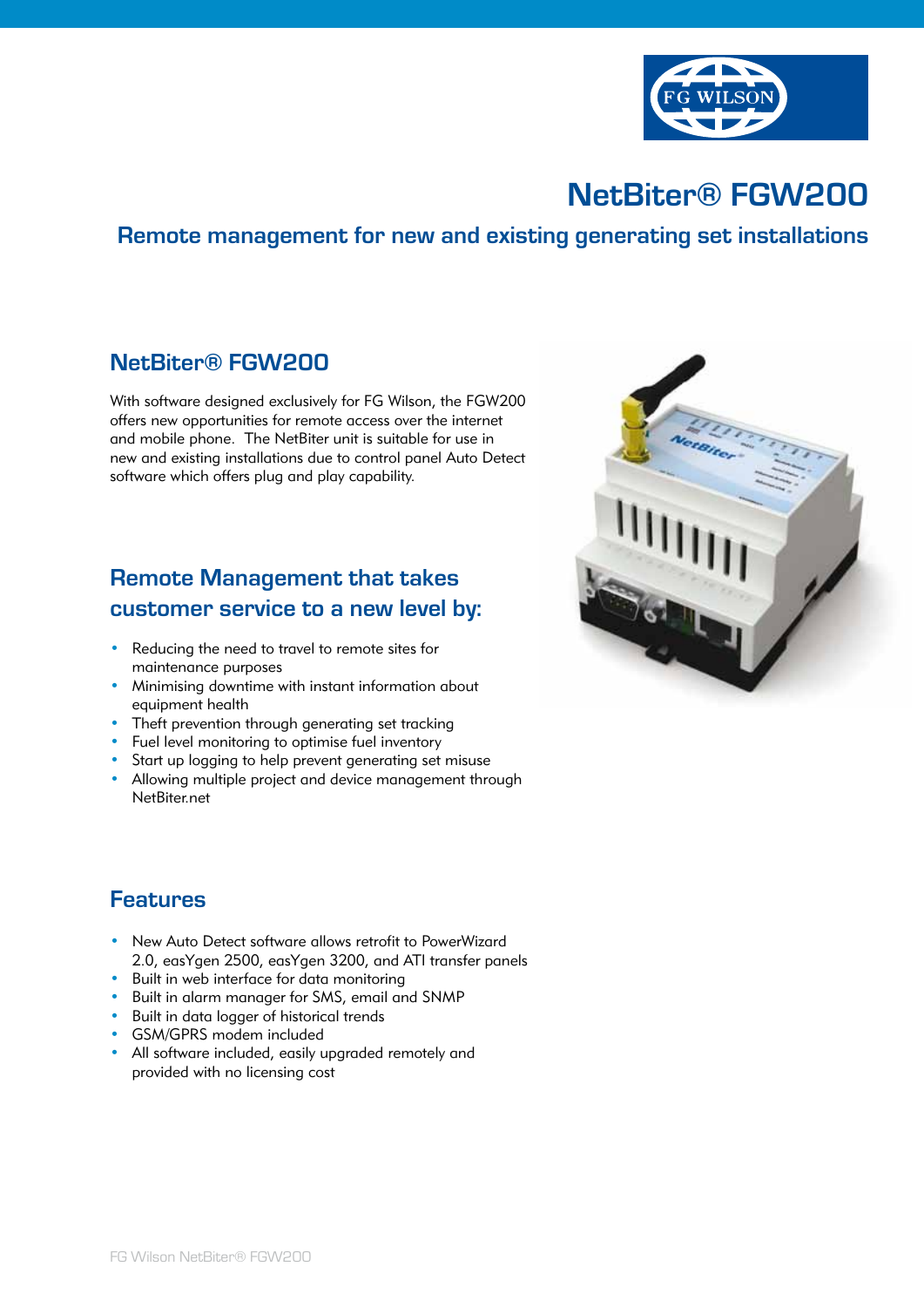# NetBiter® FGW200

## Remote management for new and existing generating set installations

## NetBiter® FGW200

With software designed exclusively for FG Wilson, the FGW200 offers new opportunities for remote access over the internet and mobile phone. The NetBiter unit is suitable for use in new and existing installations due to control panel Auto Detect software which offers plug and play capability.

## Remote Management that takes customer service to a new level by:

- Reducing the need to travel to remote sites for maintenance purposes
- Minimising downtime with instant information about equipment health
- Theft prevention through generating set tracking
- Fuel level monitoring to optimise fuel inventory
- Start up logging to help prevent generating set misuse
- Allowing multiple project and device management through NetBiter.net

## Features

- New Auto Detect software allows retrofit to PowerWizard 2.0, easYgen 2500, easYgen 3200, and ATI transfer panels
- Built in web interface for data monitoring
- Built in alarm manager for SMS, email and SNMP
- Built in data logger of historical trends
- GSM/GPRS modem included
- All software included, easily upgraded remotely and provided with no licensing cost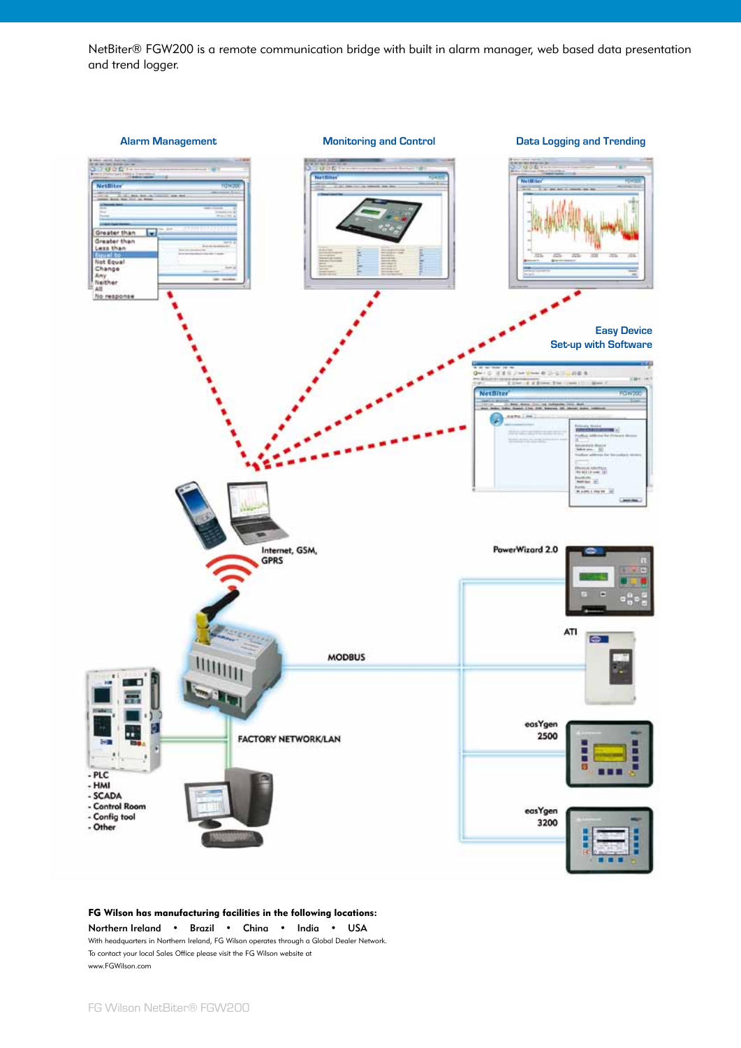NetBiter® FGW200 is a remote communication bridge with built in alarm manager, web based data presentation and trend logger.

Alarm Management

Monitoring and Control

Data Logging and Trending

Easy Device
Set-up with Software

Internet, GSM, GPRS

PowerWizard 2.0

ATI

MODBUS

FACTORY NETWORK/LAN

easYgen 2500

easYgen 3200

- PLC
- HMI
- SCADA
- Control Room
- Config tool
- Other

**FG Wilson has manufacturing facilities in the following locations:**

Northern Ireland • Brazil • China • India • USA

With headquarters in Northern Ireland, FG Wilson operates through a Global Dealer Network.

To contact your local Sales Office please visit the FG Wilson website at www.FGWilson.com